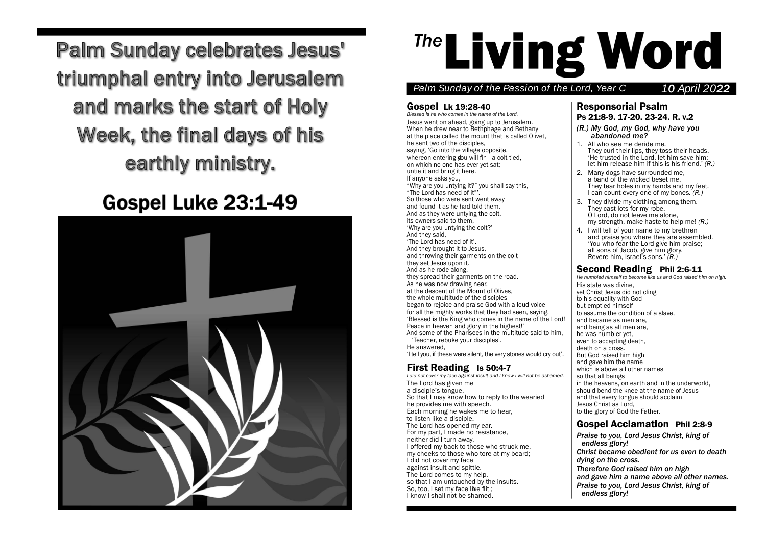**Palm Sunday celebrates Jesus' triumphal entry into Jerusalem and marks the start of Holy Week, the final days of his earthly ministry.**

## Gospel Luke 23:1-49

# The Living Word

*Palm Sunday of the Passion of the Lord, Year C* — *10 April 2022*

## Gospel Lk 19:28-40

*Blessed is he who comes in the name of the Lord.*

Jesus went on ahead, going up to Jerusalem.
When he drew near to Bethphage and Bethany
at the place called the mount that is called Olivet,
he sent two of the disciples,
saying, 'Go into the village opposite,
whereon entering you will find a colt tied,
on which no one has ever yet sat;
untie it and bring it here.
If anyone asks you,
"Why are you untying it?" you shall say this,
"The Lord has need of it"'.
So those who were sent went away
and found it as he had told them.
And as they were untying the colt,
its owners said to them,
'Why are you untying the colt?'
And they said,
'The Lord has need of it'.
And they brought it to Jesus,
and throwing their garments on the colt
they set Jesus upon it.
And as he rode along,
they spread their garments on the road.
As he was now drawing near,
at the descent of the Mount of Olives,
the whole multitude of the disciples
began to rejoice and praise God with a loud voice
for all the mighty works that they had seen, saying,
'Blessed is the King who comes in the name of the Lord!
Peace in heaven and glory in the highest!'
And some of the Pharisees in the multitude said to him,
'Teacher, rebuke your disciples'.
He answered,
'I tell you, if these were silent, the very stones would cry out'.

## First Reading Is 50:4-7

*I did not cover my face against insult and I know I will not be ashamed.*

The Lord has given me
a disciple's tongue.
So that I may know how to reply to the wearied
he provides me with speech.
Each morning he wakes me to hear,
to listen like a disciple.
The Lord has opened my ear.
For my part, I made no resistance,
neither did I turn away.
I offered my back to those who struck me,
my cheeks to those who tore at my beard;
I did not cover my face
against insult and spittle.
The Lord comes to my help,
so that I am untouched by the insults.
So, too, I set my face like flint ;
I know I shall not be shamed.

## Responsorial Psalm

### Ps 21:8-9. 17-20. 23-24. R. v.2

*(R.) My God, my God, why have you abandoned me?*

1. All who see me deride me.
   They curl their lips, they toss their heads.
   'He trusted in the Lord, let him save him;
   let him release him if this is his friend.' *(R.)*
2. Many dogs have surrounded me,
   a band of the wicked beset me.
   They tear holes in my hands and my feet.
   I can count every one of my bones. *(R.)*
3. They divide my clothing among them.
   They cast lots for my robe.
   O Lord, do not leave me alone,
   my strength, make haste to help me! *(R.)*
4. I will tell of your name to my brethren
   and praise you where they are assembled.
   'You who fear the Lord give him praise;
   all sons of Jacob, give him glory.
   Revere him, Israel's sons.' *(R.)*

## Second Reading Phil 2:6-11

*He humbled himself to become like us and God raised him on high.*

His state was divine,
yet Christ Jesus did not cling
to his equality with God
but emptied himself
to assume the condition of a slave,
and became as men are,
and being as all men are,
he was humbler yet,
even to accepting death,
death on a cross.
But God raised him high
and gave him the name
which is above all other names
so that all beings
in the heavens, on earth and in the underworld,
should bend the knee at the name of Jesus
and that every tongue should acclaim
Jesus Christ as Lord,
to the glory of God the Father.

## Gospel Acclamation Phil 2:8-9

*Praise to you, Lord Jesus Christ, king of endless glory!*
*Christ became obedient for us even to death dying on the cross.*
*Therefore God raised him on high and gave him a name above all other names.*
*Praise to you, Lord Jesus Christ, king of endless glory!*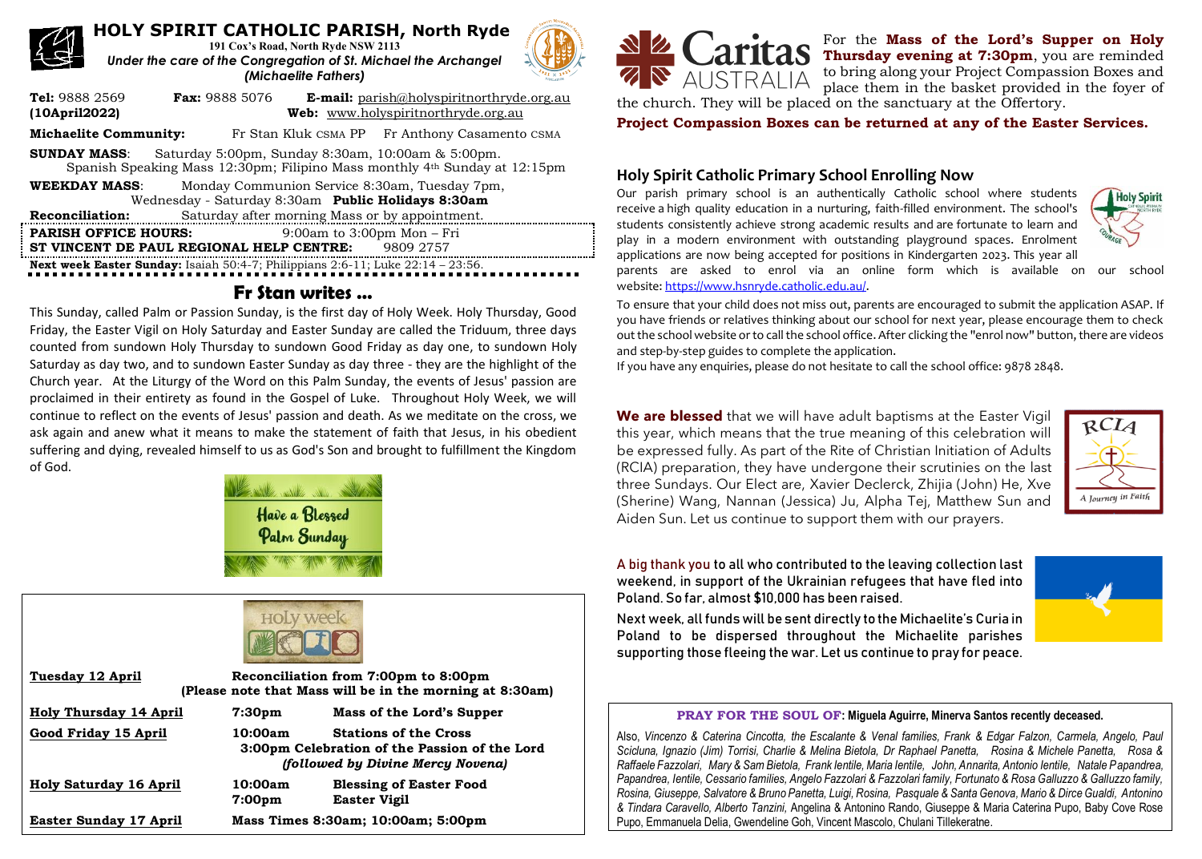# HOLY SPIRIT CATHOLIC PARISH, North Ryde

**191 Cox's Road, North Ryde NSW 2113**

*Under the care of the Congregation of St. Michael the Archangel (Michaelite Fathers)*

**Tel:** 9888 2569 **Fax:** 9888 5076 **E-mail:** parish@holyspiritnorthryde.org.au

**(10April2022)** **Web:** www.holyspiritnorthryde.org.au

**Michaelite Community:** Fr Stan Kluk CSMA PP Fr Anthony Casamento CSMA

**SUNDAY MASS**: Saturday 5:00pm, Sunday 8:30am, 10:00am & 5:00pm. Spanish Speaking Mass 12:30pm; Filipino Mass monthly 4th Sunday at 12:15pm

**WEEKDAY MASS**: Monday Communion Service 8:30am, Tuesday 7pm, Wednesday - Saturday 8:30am **Public Holidays 8:30am**

**Reconciliation:** Saturday after morning Mass or by appointment.

**PARISH OFFICE HOURS:** 9:00am to 3:00pm Mon – Fri

**ST VINCENT DE PAUL REGIONAL HELP CENTRE:** 9809 2757

**Next week Easter Sunday:** Isaiah 50:4-7; Philippians 2:6-11; Luke 22:14 – 23:56.

## Fr Stan writes …

This Sunday, called Palm or Passion Sunday, is the first day of Holy Week. Holy Thursday, Good Friday, the Easter Vigil on Holy Saturday and Easter Sunday are called the Triduum, three days counted from sundown Holy Thursday to sundown Good Friday as day one, to sundown Holy Saturday as day two, and to sundown Easter Sunday as day three - they are the highlight of the Church year. At the Liturgy of the Word on this Palm Sunday, the events of Jesus' passion are proclaimed in their entirety as found in the Gospel of Luke. Throughout Holy Week, we will continue to reflect on the events of Jesus' passion and death. As we meditate on the cross, we ask again and anew what it means to make the statement of faith that Jesus, in his obedient suffering and dying, revealed himself to us as God's Son and brought to fulfillment the Kingdom of God.

Have a Blessed Palm Sunday

Holy week

| | | |
|---|---|---|
| **Tuesday 12 April** | **Reconciliation from 7:00pm to 8:00pm (Please note that Mass will be in the morning at 8:30am)** | |
| **Holy Thursday 14 April** | **7:30pm** | **Mass of the Lord's Supper** |
| **Good Friday 15 April** | **10:00am** | **Stations of the Cross** |
| | **3:00pm Celebration of the Passion of the Lord *(followed by Divine Mercy Novena)*** | |
| **Holy Saturday 16 April** | **10:00am** | **Blessing of Easter Food** |
| | **7:00pm** | **Easter Vigil** |
| **Easter Sunday 17 April** | **Mass Times 8:30am; 10:00am; 5:00pm** | |

Caritas AUSTRALIA

For the **Mass of the Lord's Supper on Holy Thursday evening at 7:30pm**, you are reminded to bring along your Project Compassion Boxes and place them in the basket provided in the foyer of the church. They will be placed on the sanctuary at the Offertory.

**Project Compassion Boxes can be returned at any of the Easter Services.**

## Holy Spirit Catholic Primary School Enrolling Now

Our parish primary school is an authentically Catholic school where students receive a high quality education in a nurturing, faith-filled environment. The school's students consistently achieve strong academic results and are fortunate to learn and play in a modern environment with outstanding playground spaces. Enrolment applications are now being accepted for positions in Kindergarten 2023. This year all parents are asked to enrol via an online form which is available on our school website: https://www.hsnryde.catholic.edu.au/.

To ensure that your child does not miss out, parents are encouraged to submit the application ASAP. If you have friends or relatives thinking about our school for next year, please encourage them to check out the school website or to call the school office. After clicking the "enrol now" button, there are videos and step-by-step guides to complete the application.

If you have any enquiries, please do not hesitate to call the school office: 9878 2848.

**We are blessed** that we will have adult baptisms at the Easter Vigil this year, which means that the true meaning of this celebration will be expressed fully. As part of the Rite of Christian Initiation of Adults (RCIA) preparation, they have undergone their scrutinies on the last three Sundays. Our Elect are, Xavier Declerck, Zhijia (John) He, Xve (Sherine) Wang, Nannan (Jessica) Ju, Alpha Tej, Matthew Sun and Aiden Sun. Let us continue to support them with our prayers.

A big thank you to all who contributed to the leaving collection last weekend, in support of the Ukrainian refugees that have fled into Poland. So far, almost $10,000 has been raised.

Next week, all funds will be sent directly to the Michaelite's Curia in Poland to be dispersed throughout the Michaelite parishes supporting those fleeing the war. Let us continue to pray for peace.

**PRAY FOR THE SOUL OF: Miguela Aguirre, Minerva Santos recently deceased.**

Also, *Vincenzo & Caterina Cincotta, the Escalante & Venal families, Frank & Edgar Falzon, Carmela, Angelo, Paul Scicluna, Ignazio (Jim) Torrisi, Charlie & Melina Bietola, Dr Raphael Panetta, Rosina & Michele Panetta, Rosa & Raffaele Fazzolari, Mary & Sam Bietola, Frank Ientile, Maria Ientile, John, Annarita, Antonio Ientile, Natale Papandrea, Papandrea, Ientile, Cessario families, Angelo Fazzolari & Fazzolari family, Fortunato & Rosa Galluzzo & Galluzzo family, Rosina, Giuseppe, Salvatore & Bruno Panetta, Luigi, Rosina, Pasquale & Santa Genova, Mario & Dirce Gualdi, Antonino & Tindara Caravello, Alberto Tanzini,* Angelina & Antonino Rando, Giuseppe & Maria Caterina Pupo, Baby Cove Rose Pupo, Emmanuela Delia, Gwendeline Goh, Vincent Mascolo, Chulani Tillekeratne.